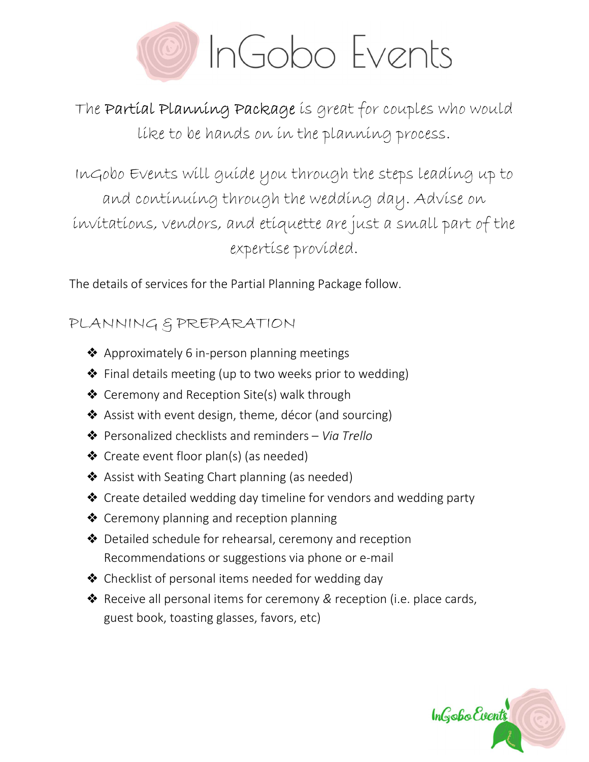# InGobo Events

The **Partial Planning Package** is great for couples who would like to be hands on in the planning process.

InGobo Events will guide you through the steps leading up to and continuing through the wedding day. Advise on invitations, vendors, and etiquette are just a small part of the expertise provided.

The details of services for the Partial Planning Package follow.

## PLANNING & PREPARATION

- Approximately 6 in-person planning meetings
- Final details meeting (up to two weeks prior to wedding)
- Ceremony and Reception Site(s) walk through
- Assist with event design, theme, décor (and sourcing)
- Personalized checklists and reminders – *Via Trello*
- Create event floor plan(s) (as needed)
- Assist with Seating Chart planning (as needed)
- Create detailed wedding day timeline for vendors and wedding party
- Ceremony planning and reception planning
- Detailed schedule for rehearsal, ceremony and reception
  Recommendations or suggestions via phone or e-mail
- Checklist of personal items needed for wedding day
- Receive all personal items for ceremony & reception (i.e. place cards, guest book, toasting glasses, favors, etc)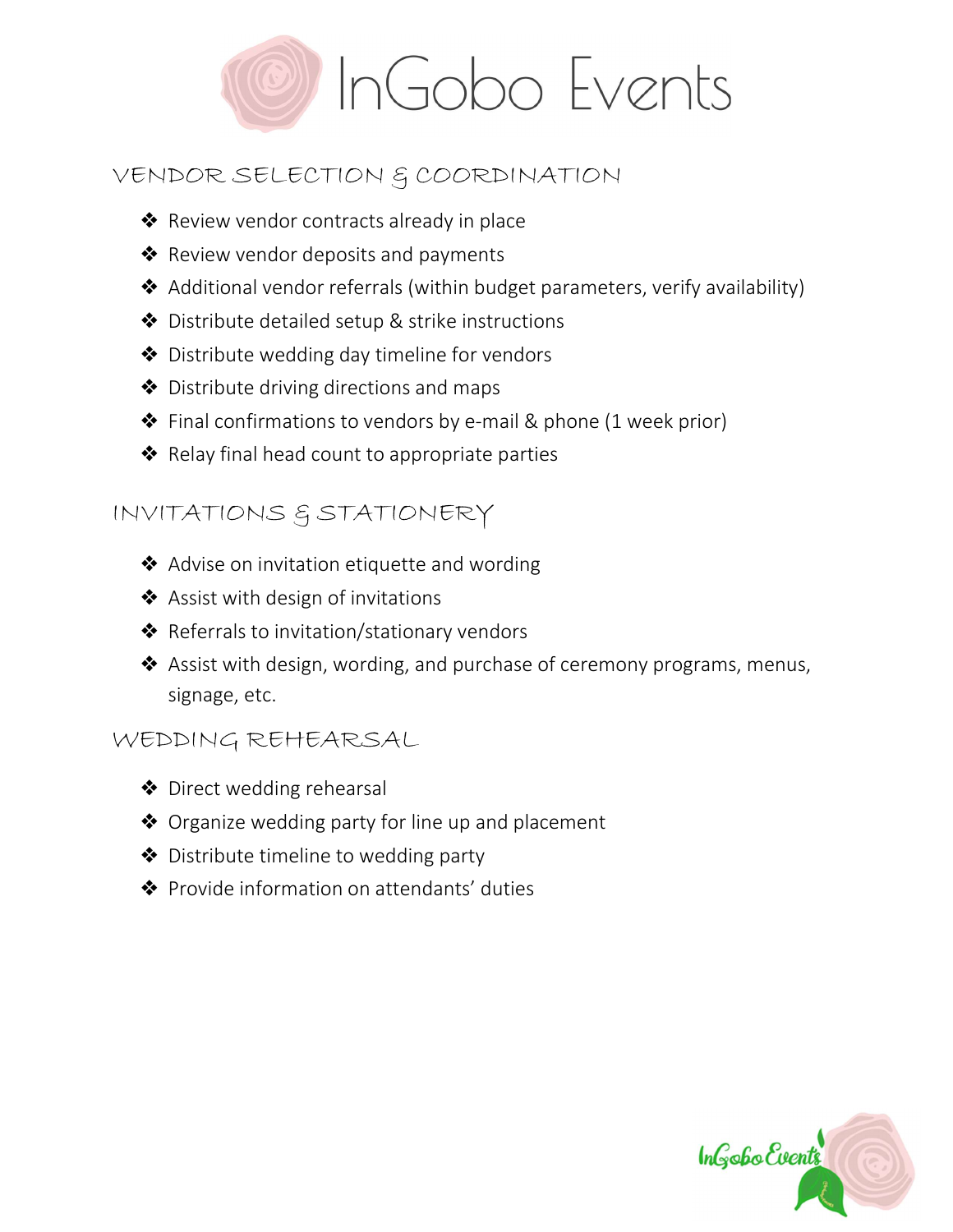# InGobo Events

## VENDOR SELECTION & COORDINATION

- Review vendor contracts already in place
- Review vendor deposits and payments
- Additional vendor referrals (within budget parameters, verify availability)
- Distribute detailed setup & strike instructions
- Distribute wedding day timeline for vendors
- Distribute driving directions and maps
- Final confirmations to vendors by e-mail & phone (1 week prior)
- Relay final head count to appropriate parties

## INVITATIONS & STATIONERY

- Advise on invitation etiquette and wording
- Assist with design of invitations
- Referrals to invitation/stationary vendors
- Assist with design, wording, and purchase of ceremony programs, menus, signage, etc.

## WEDDING REHEARSAL

- Direct wedding rehearsal
- Organize wedding party for line up and placement
- Distribute timeline to wedding party
- Provide information on attendants' duties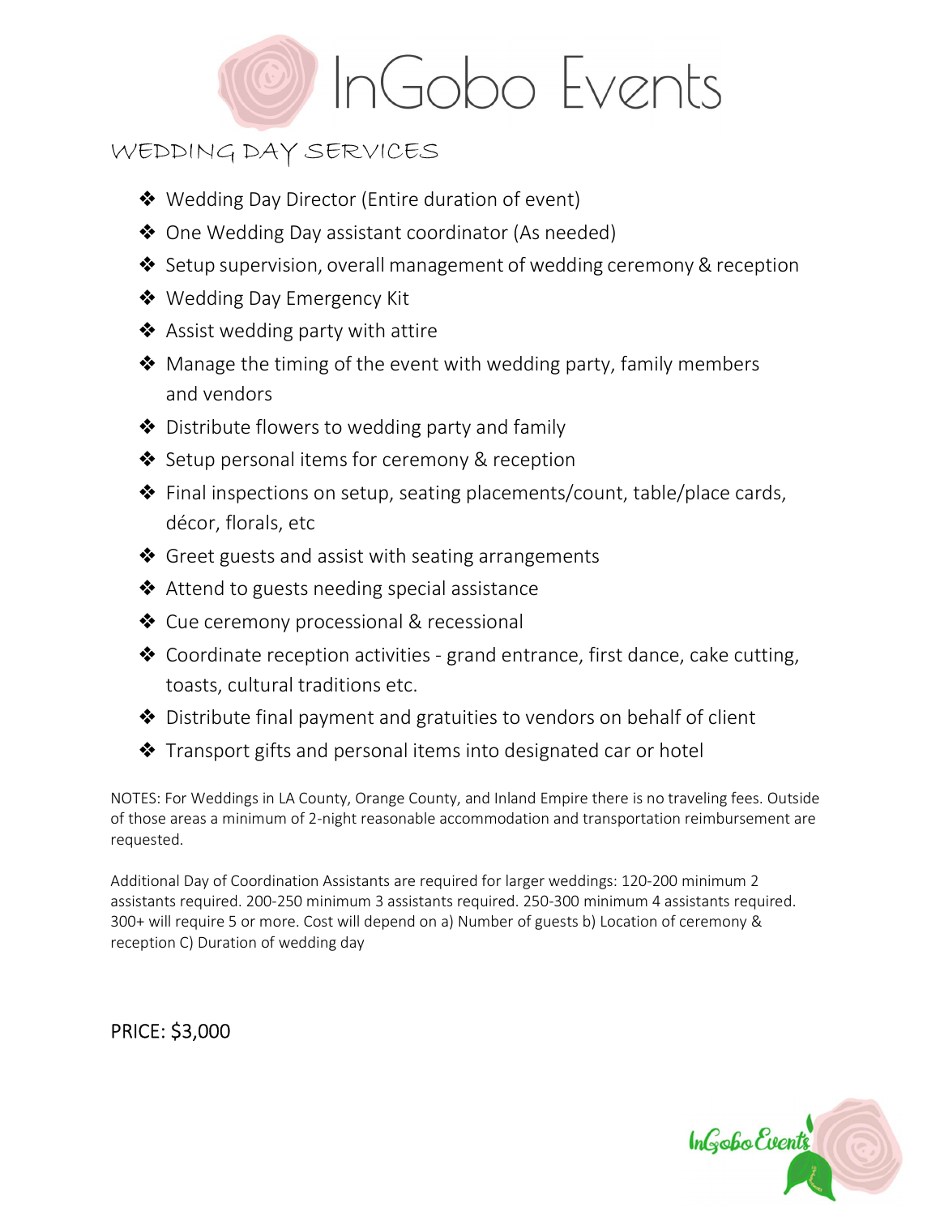# InGobo Events

## WEDDING DAY SERVICES

- Wedding Day Director (Entire duration of event)
- One Wedding Day assistant coordinator (As needed)
- Setup supervision, overall management of wedding ceremony & reception
- Wedding Day Emergency Kit
- Assist wedding party with attire
- Manage the timing of the event with wedding party, family members and vendors
- Distribute flowers to wedding party and family
- Setup personal items for ceremony & reception
- Final inspections on setup, seating placements/count, table/place cards, décor, florals, etc
- Greet guests and assist with seating arrangements
- Attend to guests needing special assistance
- Cue ceremony processional & recessional
- Coordinate reception activities - grand entrance, first dance, cake cutting, toasts, cultural traditions etc.
- Distribute final payment and gratuities to vendors on behalf of client
- Transport gifts and personal items into designated car or hotel

NOTES: For Weddings in LA County, Orange County, and Inland Empire there is no traveling fees. Outside of those areas a minimum of 2-night reasonable accommodation and transportation reimbursement are requested.

Additional Day of Coordination Assistants are required for larger weddings: 120-200 minimum 2 assistants required. 200-250 minimum 3 assistants required. 250-300 minimum 4 assistants required. 300+ will require 5 or more. Cost will depend on a) Number of guests b) Location of ceremony & reception C) Duration of wedding day

PRICE: $3,000

InGobo Events